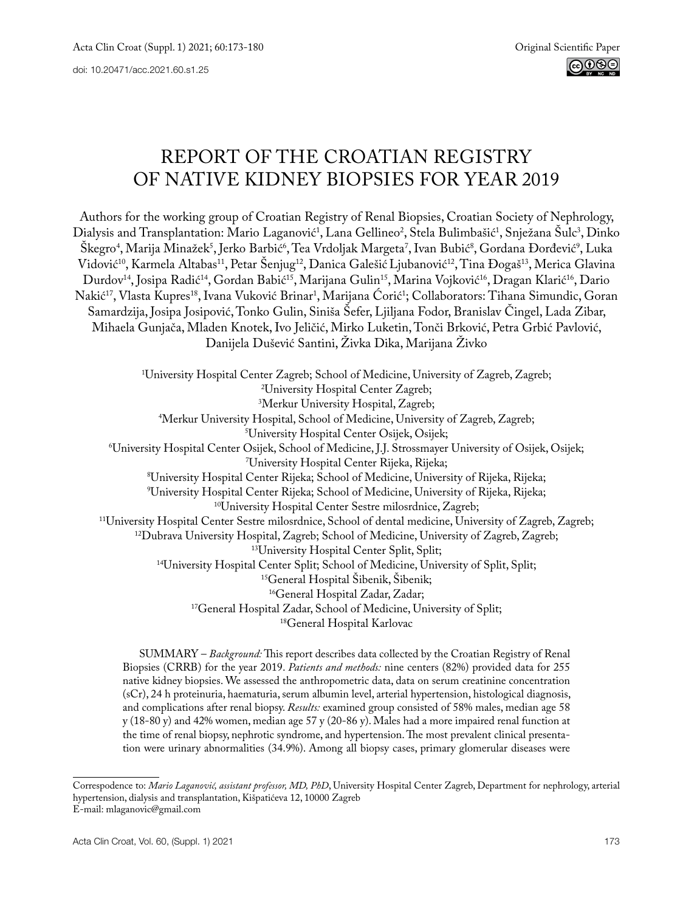Original Scientific Paper

# REPORT OF THE CROATIAN REGISTRY OF NATIVE KIDNEY BIOPSIES FOR YEAR 2019

Authors for the working group of Croatian Registry of Renal Biopsies, Croatian Society of Nephrology, Dialysis and Transplantation: Mario Laganović[1], Lana Gellineo[2], Stela Bulimbašić[1], Snježana Šulc[3], Dinko Škegro[4], Marija Minažek[5], Jerko Barbić[6], Tea Vrdoljak Margeta[7], Ivan Bubić[8], Gordana Đorđević[9], Luka Vidović[10], Karmela Altabas[11], Petar Šenjug[12], Danica Galešić Ljubanović[12], Tina Đogaš[13], Merica Glavina Durdov[14], Josipa Radić[14], Gordan Babić[15], Marijana Gulin[15], Marina Vojković[16], Dragan Klarić[16], Dario Nakić[17], Vlasta Kupres[18], Ivana Vuković Brinar[1], Marijana Ćorić[1]; Collaborators: Tihana Simundic, Goran Samardzija, Josipa Josipović, Tonko Gulin, Siniša Šefer, Ljiljana Fodor, Branislav Čingel, Lada Zibar, Mihaela Gunjača, Mladen Knotek, Ivo Jeličić, Mirko Luketin, Tonči Brković, Petra Grbić Pavlović, Danijela Duševič Santini, Živka Dika, Marijana Živko

[1]University Hospital Center Zagreb; School of Medicine, University of Zagreb, Zagreb;
[2]University Hospital Center Zagreb;
[3]Merkur University Hospital, Zagreb;
[4]Merkur University Hospital, School of Medicine, University of Zagreb, Zagreb;
[5]University Hospital Center Osijek, Osijek;
[6]University Hospital Center Osijek, School of Medicine, J.J. Strossmayer University of Osijek, Osijek;
[7]University Hospital Center Rijeka, Rijeka;
[8]University Hospital Center Rijeka; School of Medicine, University of Rijeka, Rijeka;
[9]University Hospital Center Rijeka; School of Medicine, University of Rijeka, Rijeka;
[10]University Hospital Center Sestre milosrdnice, Zagreb;
[11]University Hospital Center Sestre milosrdnice, School of dental medicine, University of Zagreb, Zagreb;
[12]Dubrava University Hospital, Zagreb; School of Medicine, University of Zagreb, Zagreb;
[13]University Hospital Center Split, Split;
[14]University Hospital Center Split; School of Medicine, University of Split, Split;
[15]General Hospital Šibenik, Šibenik;
[16]General Hospital Zadar, Zadar;
[17]General Hospital Zadar, School of Medicine, University of Split;
[18]General Hospital Karlovac

SUMMARY – *Background:* This report describes data collected by the Croatian Registry of Renal Biopsies (CRRB) for the year 2019. *Patients and methods:* nine centers (82%) provided data for 255 native kidney biopsies. We assessed the anthropometric data, data on serum creatinine concentration (sCr), 24 h proteinuria, haematuria, serum albumin level, arterial hypertension, histological diagnosis, and complications after renal biopsy. *Results:* examined group consisted of 58% males, median age 58 y (18-80 y) and 42% women, median age 57 y (20-86 y). Males had a more impaired renal function at the time of renal biopsy, nephrotic syndrome, and hypertension. The most prevalent clinical presentation were urinary abnormalities (34.9%). Among all biopsy cases, primary glomerular diseases were

Correspodence to: *Mario Laganović, assistant professor, MD, PhD*, University Hospital Center Zagreb, Department for nephrology, arterial hypertension, dialysis and transplantation, Kišpatićeva 12, 10000 Zagreb
E-mail: mlaganovic@gmail.com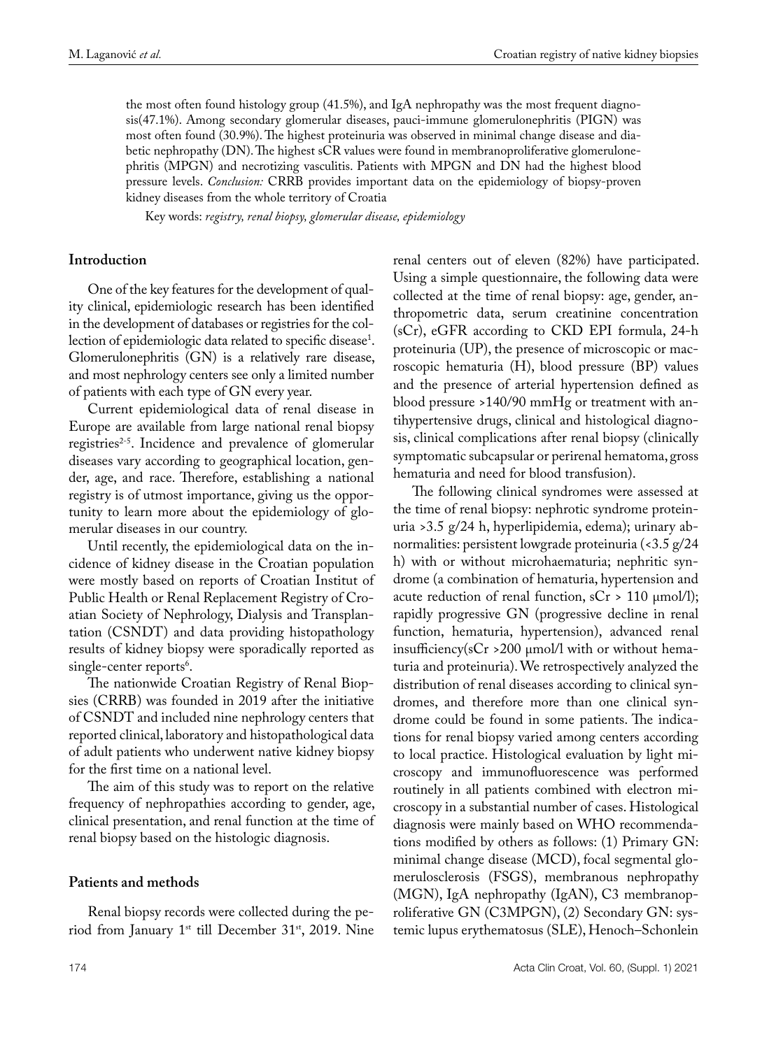the most often found histology group (41.5%), and IgA nephropathy was the most frequent diagnosis(47.1%). Among secondary glomerular diseases, pauci-immune glomerulonephritis (PIGN) was most often found (30.9%). The highest proteinuria was observed in minimal change disease and diabetic nephropathy (DN). The highest sCR values were found in membranoproliferative glomerulonephritis (MPGN) and necrotizing vasculitis. Patients with MPGN and DN had the highest blood pressure levels. *Conclusion:* CRRB provides important data on the epidemiology of biopsy-proven kidney diseases from the whole territory of Croatia

Key words: *registry, renal biopsy, glomerular disease, epidemiology*

## Introduction

One of the key features for the development of quality clinical, epidemiologic research has been identified in the development of databases or registries for the collection of epidemiologic data related to specific disease[1]. Glomerulonephritis (GN) is a relatively rare disease, and most nephrology centers see only a limited number of patients with each type of GN every year.

Current epidemiological data of renal disease in Europe are available from large national renal biopsy registries[2-5]. Incidence and prevalence of glomerular diseases vary according to geographical location, gender, age, and race. Therefore, establishing a national registry is of utmost importance, giving us the opportunity to learn more about the epidemiology of glomerular diseases in our country.

Until recently, the epidemiological data on the incidence of kidney disease in the Croatian population were mostly based on reports of Croatian Institut of Public Health or Renal Replacement Registry of Croatian Society of Nephrology, Dialysis and Transplantation (CSNDT) and data providing histopathology results of kidney biopsy were sporadically reported as single-center reports[6].

The nationwide Croatian Registry of Renal Biopsies (CRRB) was founded in 2019 after the initiative of CSNDT and included nine nephrology centers that reported clinical, laboratory and histopathological data of adult patients who underwent native kidney biopsy for the first time on a national level.

The aim of this study was to report on the relative frequency of nephropathies according to gender, age, clinical presentation, and renal function at the time of renal biopsy based on the histologic diagnosis.

## Patients and methods

Renal biopsy records were collected during the period from January 1st till December 31st, 2019. Nine renal centers out of eleven (82%) have participated. Using a simple questionnaire, the following data were collected at the time of renal biopsy: age, gender, anthropometric data, serum creatinine concentration (sCr), eGFR according to CKD EPI formula, 24-h proteinuria (UP), the presence of microscopic or macroscopic hematuria (H), blood pressure (BP) values and the presence of arterial hypertension defined as blood pressure >140/90 mmHg or treatment with antihypertensive drugs, clinical and histological diagnosis, clinical complications after renal biopsy (clinically symptomatic subcapsular or perirenal hematoma, gross hematuria and need for blood transfusion).

The following clinical syndromes were assessed at the time of renal biopsy: nephrotic syndrome proteinuria >3.5 g/24 h, hyperlipidemia, edema); urinary abnormalities: persistent lowgrade proteinuria (<3.5 g/24 h) with or without microhaematuria; nephritic syndrome (a combination of hematuria, hypertension and acute reduction of renal function, sCr > 110 μmol/l); rapidly progressive GN (progressive decline in renal function, hematuria, hypertension), advanced renal insufficiency(sCr >200 μmol/l with or without hematuria and proteinuria). We retrospectively analyzed the distribution of renal diseases according to clinical syndromes, and therefore more than one clinical syndrome could be found in some patients. The indications for renal biopsy varied among centers according to local practice. Histological evaluation by light microscopy and immunofluorescence was performed routinely in all patients combined with electron microscopy in a substantial number of cases. Histological diagnosis were mainly based on WHO recommendations modified by others as follows: (1) Primary GN: minimal change disease (MCD), focal segmental glomerulosclerosis (FSGS), membranous nephropathy (MGN), IgA nephropathy (IgAN), C3 membranoproliferative GN (C3MPGN), (2) Secondary GN: systemic lupus erythematosus (SLE), Henoch–Schonlein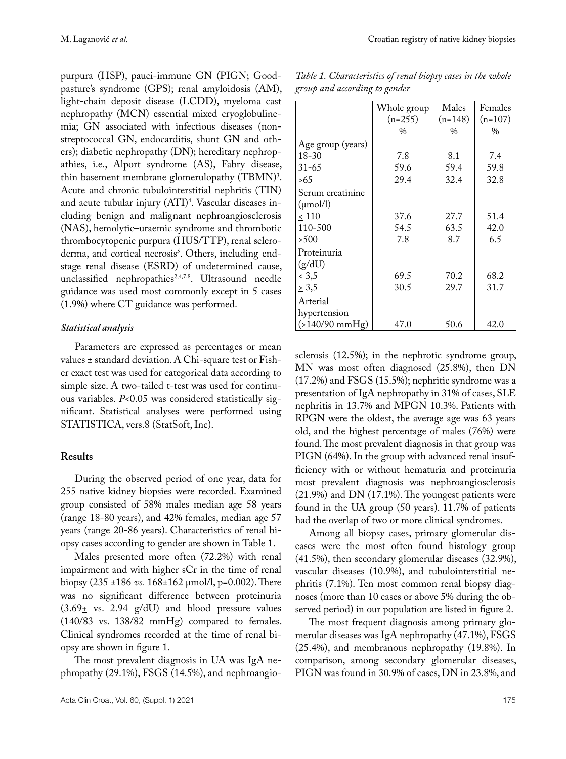purpura (HSP), pauci-immune GN (PIGN; Goodpasture's syndrome (GPS); renal amyloidosis (AM), light-chain deposit disease (LCDD), myeloma cast nephropathy (MCN) essential mixed cryoglobulinemia; GN associated with infectious diseases (non-streptococcal GN, endocarditis, shunt GN and others); diabetic nephropathy (DN); hereditary nephropathies, i.e., Alport syndrome (AS), Fabry disease, thin basement membrane glomerulopathy (TBMN)[3]. Acute and chronic tubulointerstitial nephritis (TIN) and acute tubular injury (ATI)[4]. Vascular diseases including benign and malignant nephroangiosclerosis (NAS), hemolytic–uraemic syndrome and thrombotic thrombocytopenic purpura (HUS/TTP), renal scleroderma, and cortical necrosis[5]. Others, including end-stage renal disease (ESRD) of undetermined cause, unclassified nephropathies[2,4,7,8]. Ultrasound needle guidance was used most commonly except in 5 cases (1.9%) where CT guidance was performed.

### *Statistical analysis*

Parameters are expressed as percentages or mean values ± standard deviation. A Chi-square test or Fisher exact test was used for categorical data according to simple size. A two-tailed t-test was used for continuous variables. *P*<0.05 was considered statistically significant. Statistical analyses were performed using STATISTICA, vers.8 (StatSoft, Inc).

## Results

During the observed period of one year, data for 255 native kidney biopsies were recorded. Examined group consisted of 58% males median age 58 years (range 18-80 years), and 42% females, median age 57 years (range 20-86 years). Characteristics of renal biopsy cases according to gender are shown in Table 1.

Males presented more often (72.2%) with renal impairment and with higher sCr in the time of renal biopsy (235 ±186 *vs.* 168±162 μmol/l, p=0.002). There was no significant difference between proteinuria (3.69± vs. 2.94 g/dU) and blood pressure values (140/83 vs. 138/82 mmHg) compared to females. Clinical syndromes recorded at the time of renal biopsy are shown in figure 1.

The most prevalent diagnosis in UA was IgA nephropathy (29.1%), FSGS (14.5%), and nephroangiosclerosis (12.5%); in the nephrotic syndrome group, MN was most often diagnosed (25.8%), then DN (17.2%) and FSGS (15.5%); nephritic syndrome was a presentation of IgA nephropathy in 31% of cases, SLE nephritis in 13.7% and MPGN 10.3%. Patients with RPGN were the oldest, the average age was 63 years old, and the highest percentage of males (76%) were found. The most prevalent diagnosis in that group was PIGN (64%). In the group with advanced renal insufficiency with or without hematuria and proteinuria most prevalent diagnosis was nephroangiosclerosis (21.9%) and DN (17.1%). The youngest patients were found in the UA group (50 years). 11.7% of patients had the overlap of two or more clinical syndromes.

*Table 1. Characteristics of renal biopsy cases in the whole group and according to gender*

| | Whole group (n=255) % | Males (n=148) % | Females (n=107) % |
|---|---|---|---|
| Age group (years) | | | |
| 18-30 | 7.8 | 8.1 | 7.4 |
| 31-65 | 59.6 | 59.4 | 59.8 |
| >65 | 29.4 | 32.4 | 32.8 |
| Serum creatinine (μmol/l) | | | |
| ≤ 110 | 37.6 | 27.7 | 51.4 |
| 110-500 | 54.5 | 63.5 | 42.0 |
| >500 | 7.8 | 8.7 | 6.5 |
| Proteinuria (g/dU) | | | |
| < 3,5 | 69.5 | 70.2 | 68.2 |
| ≥ 3,5 | 30.5 | 29.7 | 31.7 |
| Arterial hypertension (>140/90 mmHg) | 47.0 | 50.6 | 42.0 |

Among all biopsy cases, primary glomerular diseases were the most often found histology group (41.5%), then secondary glomerular diseases (32.9%), vascular diseases (10.9%), and tubulointerstitial nephritis (7.1%). Ten most common renal biopsy diagnoses (more than 10 cases or above 5% during the observed period) in our population are listed in figure 2.

The most frequent diagnosis among primary glomerular diseases was IgA nephropathy (47.1%), FSGS (25.4%), and membranous nephropathy (19.8%). In comparison, among secondary glomerular diseases, PIGN was found in 30.9% of cases, DN in 23.8%, and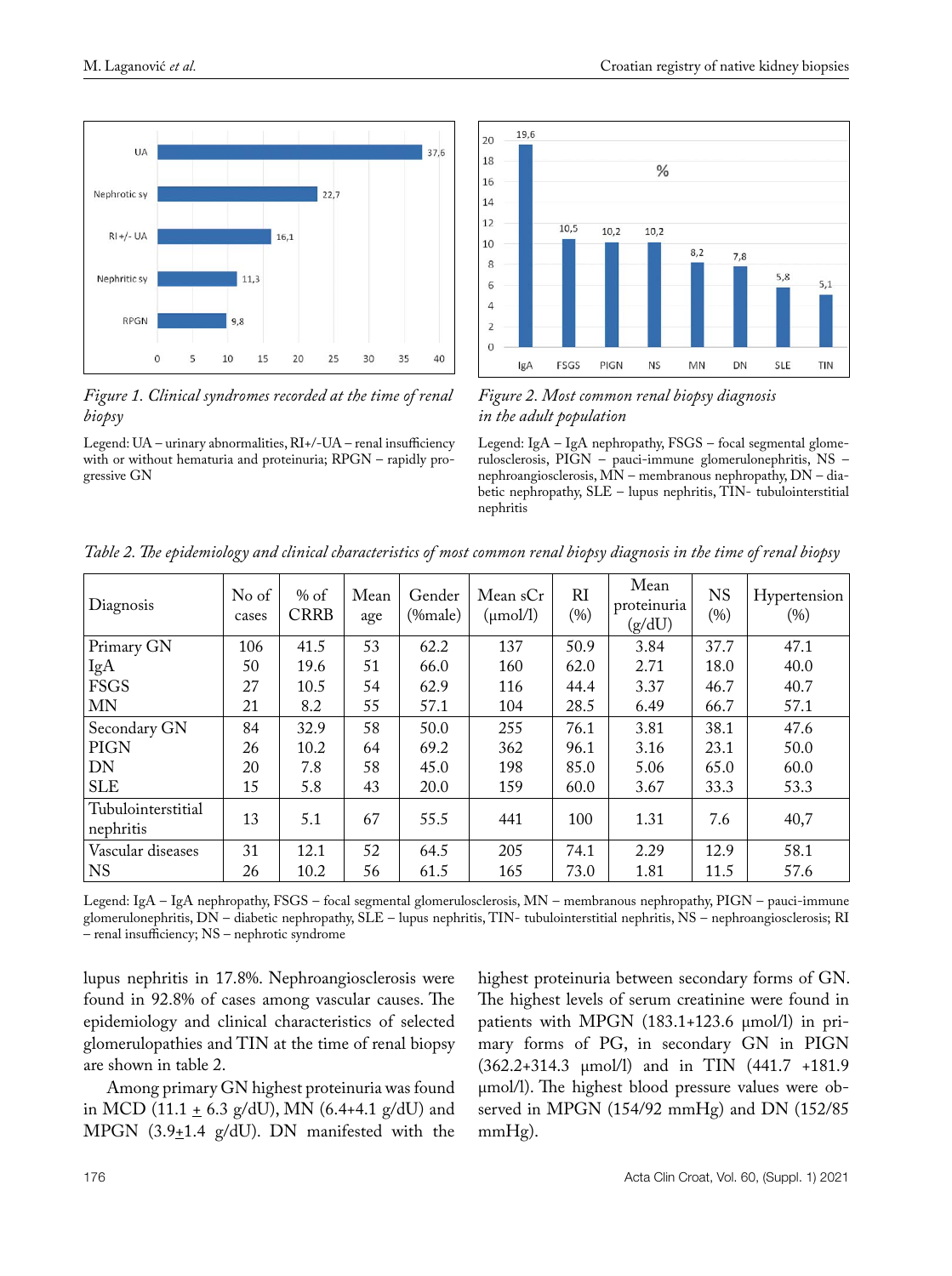*Figure 1. Clinical syndromes recorded at the time of renal biopsy*

Legend: UA – urinary abnormalities, RI+/-UA – renal insufficiency with or without hematuria and proteinuria; RPGN – rapidly progressive GN

*Figure 2. Most common renal biopsy diagnosis in the adult population*

Legend: IgA – IgA nephropathy, FSGS – focal segmental glomerulosclerosis, PIGN – pauci-immune glomerulonephritis, NS – nephroangiosclerosis, MN – membranous nephropathy, DN – diabetic nephropathy, SLE – lupus nephritis, TIN- tubulointerstitial nephritis

*Table 2. The epidemiology and clinical characteristics of most common renal biopsy diagnosis in the time of renal biopsy*

| Diagnosis | No of cases | % of CRRB | Mean age | Gender (%male) | Mean sCr (μmol/l) | RI (%) | Mean proteinuria (g/dU) | NS (%) | Hypertension (%) |
|---|---|---|---|---|---|---|---|---|---|
| Primary GN | 106 | 41.5 | 53 | 62.2 | 137 | 50.9 | 3.84 | 37.7 | 47.1 |
| IgA | 50 | 19.6 | 51 | 66.0 | 160 | 62.0 | 2.71 | 18.0 | 40.0 |
| FSGS | 27 | 10.5 | 54 | 62.9 | 116 | 44.4 | 3.37 | 46.7 | 40.7 |
| MN | 21 | 8.2 | 55 | 57.1 | 104 | 28.5 | 6.49 | 66.7 | 57.1 |
| Secondary GN | 84 | 32.9 | 58 | 50.0 | 255 | 76.1 | 3.81 | 38.1 | 47.6 |
| PIGN | 26 | 10.2 | 64 | 69.2 | 362 | 96.1 | 3.16 | 23.1 | 50.0 |
| DN | 20 | 7.8 | 58 | 45.0 | 198 | 85.0 | 5.06 | 65.0 | 60.0 |
| SLE | 15 | 5.8 | 43 | 20.0 | 159 | 60.0 | 3.67 | 33.3 | 53.3 |
| Tubulointerstitial nephritis | 13 | 5.1 | 67 | 55.5 | 441 | 100 | 1.31 | 7.6 | 40,7 |
| Vascular diseases | 31 | 12.1 | 52 | 64.5 | 205 | 74.1 | 2.29 | 12.9 | 58.1 |
| NS | 26 | 10.2 | 56 | 61.5 | 165 | 73.0 | 1.81 | 11.5 | 57.6 |

Legend: IgA – IgA nephropathy, FSGS – focal segmental glomerulosclerosis, MN – membranous nephropathy, PIGN – pauci-immune glomerulonephritis, DN – diabetic nephropathy, SLE – lupus nephritis, TIN- tubulointerstitial nephritis, NS – nephroangiosclerosis; RI – renal insufficiency; NS – nephrotic syndrome

lupus nephritis in 17.8%. Nephroangiosclerosis were found in 92.8% of cases among vascular causes. The epidemiology and clinical characteristics of selected glomerulopathies and TIN at the time of renal biopsy are shown in table 2.

Among primary GN highest proteinuria was found in MCD (11.1 ± 6.3 g/dU), MN (6.4+4.1 g/dU) and MPGN (3.9±1.4 g/dU). DN manifested with the highest proteinuria between secondary forms of GN. The highest levels of serum creatinine were found in patients with MPGN (183.1+123.6 μmol/l) in primary forms of PG, in secondary GN in PIGN (362.2+314.3 μmol/l) and in TIN (441.7 +181.9 μmol/l). The highest blood pressure values were observed in MPGN (154/92 mmHg) and DN (152/85 mmHg).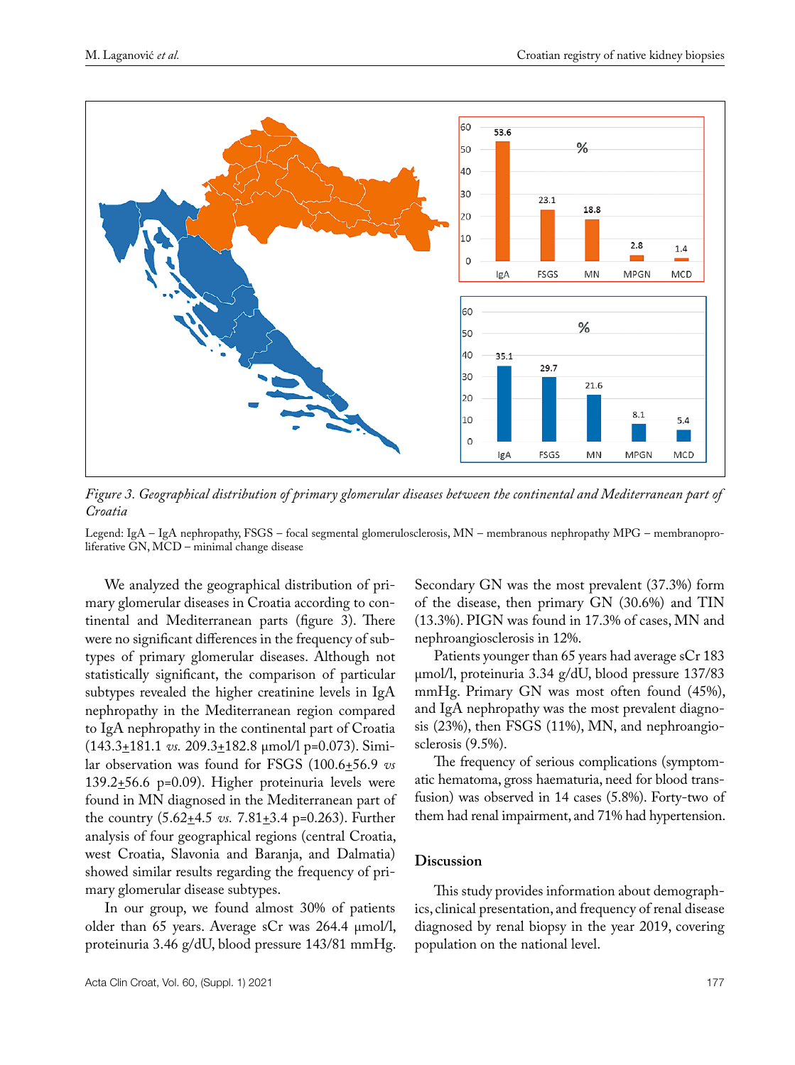*Figure 3. Geographical distribution of primary glomerular diseases between the continental and Mediterranean part of Croatia*

Legend: IgA – IgA nephropathy, FSGS – focal segmental glomerulosclerosis, MN – membranous nephropathy MPG – membranoproliferative GN, MCD – minimal change disease

We analyzed the geographical distribution of primary glomerular diseases in Croatia according to continental and Mediterranean parts (figure 3). There were no significant differences in the frequency of subtypes of primary glomerular diseases. Although not statistically significant, the comparison of particular subtypes revealed the higher creatinine levels in IgA nephropathy in the Mediterranean region compared to IgA nephropathy in the continental part of Croatia (143.3±181.1 *vs.* 209.3±182.8 µmol/l p=0.073). Similar observation was found for FSGS (100.6±56.9 *vs* 139.2±56.6 p=0.09). Higher proteinuria levels were found in MN diagnosed in the Mediterranean part of the country (5.62±4.5 *vs.* 7.81±3.4 p=0.263). Further analysis of four geographical regions (central Croatia, west Croatia, Slavonia and Baranja, and Dalmatia) showed similar results regarding the frequency of primary glomerular disease subtypes.

In our group, we found almost 30% of patients older than 65 years. Average sCr was 264.4 µmol/l, proteinuria 3.46 g/dU, blood pressure 143/81 mmHg. Secondary GN was the most prevalent (37.3%) form of the disease, then primary GN (30.6%) and TIN (13.3%). PIGN was found in 17.3% of cases, MN and nephroangiosclerosis in 12%.

Patients younger than 65 years had average sCr 183 µmol/l, proteinuria 3.34 g/dU, blood pressure 137/83 mmHg. Primary GN was most often found (45%), and IgA nephropathy was the most prevalent diagnosis (23%), then FSGS (11%), MN, and nephroangiosclerosis (9.5%).

The frequency of serious complications (symptomatic hematoma, gross haematuria, need for blood transfusion) was observed in 14 cases (5.8%). Forty-two of them had renal impairment, and 71% had hypertension.

## Discussion

This study provides information about demographics, clinical presentation, and frequency of renal disease diagnosed by renal biopsy in the year 2019, covering population on the national level.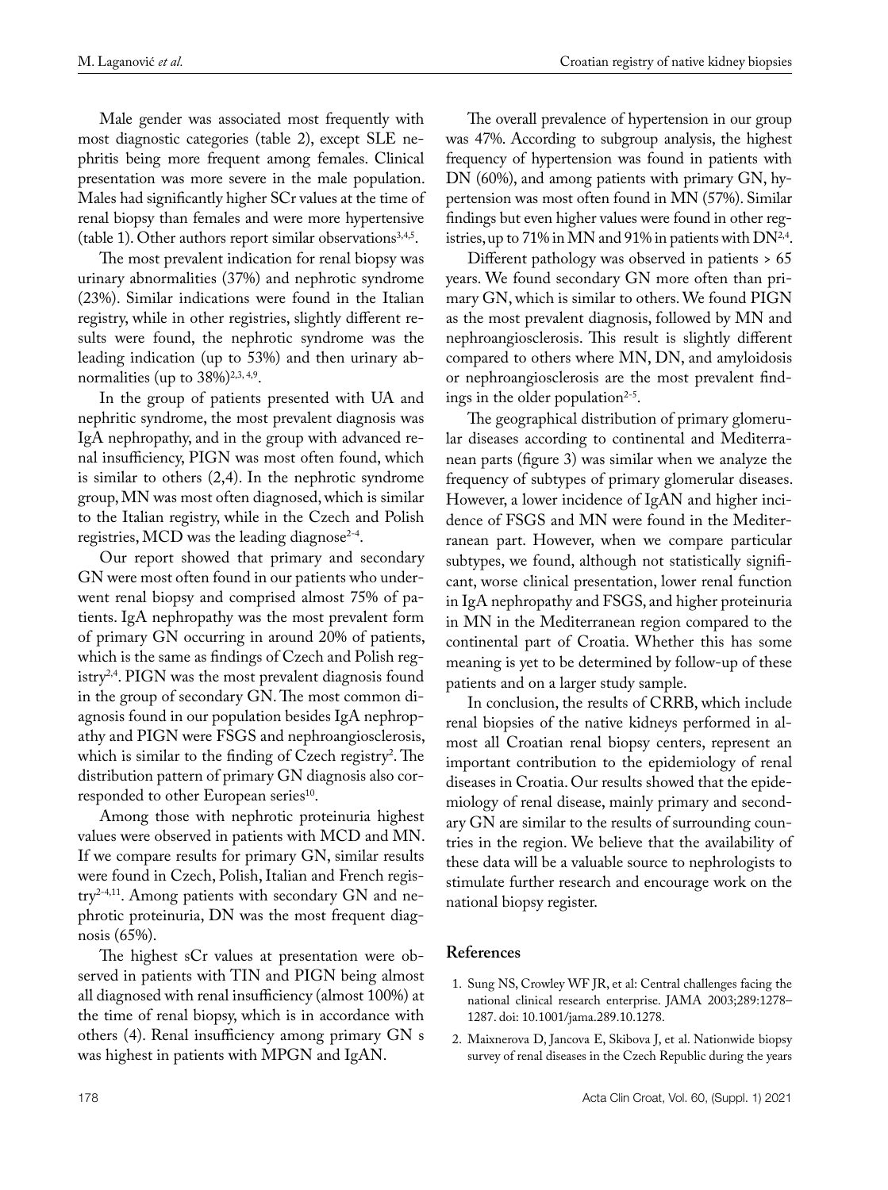Male gender was associated most frequently with most diagnostic categories (table 2), except SLE nephritis being more frequent among females. Clinical presentation was more severe in the male population. Males had significantly higher SCr values at the time of renal biopsy than females and were more hypertensive (table 1). Other authors report similar observations[3,4,5].

The most prevalent indication for renal biopsy was urinary abnormalities (37%) and nephrotic syndrome (23%). Similar indications were found in the Italian registry, while in other registries, slightly different results were found, the nephrotic syndrome was the leading indication (up to 53%) and then urinary abnormalities (up to 38%)[2,3,4,9].

In the group of patients presented with UA and nephritic syndrome, the most prevalent diagnosis was IgA nephropathy, and in the group with advanced renal insufficiency, PIGN was most often found, which is similar to others (2,4). In the nephrotic syndrome group, MN was most often diagnosed, which is similar to the Italian registry, while in the Czech and Polish registries, MCD was the leading diagnose[2-4].

Our report showed that primary and secondary GN were most often found in our patients who underwent renal biopsy and comprised almost 75% of patients. IgA nephropathy was the most prevalent form of primary GN occurring in around 20% of patients, which is the same as findings of Czech and Polish registry[2,4]. PIGN was the most prevalent diagnosis found in the group of secondary GN. The most common diagnosis found in our population besides IgA nephropathy and PIGN were FSGS and nephroangiosclerosis, which is similar to the finding of Czech registry[2]. The distribution pattern of primary GN diagnosis also corresponded to other European series[10].

Among those with nephrotic proteinuria highest values were observed in patients with MCD and MN. If we compare results for primary GN, similar results were found in Czech, Polish, Italian and French registry[2-4,11]. Among patients with secondary GN and nephrotic proteinuria, DN was the most frequent diagnosis (65%).

The highest sCr values at presentation were observed in patients with TIN and PIGN being almost all diagnosed with renal insufficiency (almost 100%) at the time of renal biopsy, which is in accordance with others (4). Renal insufficiency among primary GN s was highest in patients with MPGN and IgAN.

The overall prevalence of hypertension in our group was 47%. According to subgroup analysis, the highest frequency of hypertension was found in patients with DN (60%), and among patients with primary GN, hypertension was most often found in MN (57%). Similar findings but even higher values were found in other registries, up to 71% in MN and 91% in patients with DN[2,4].

Different pathology was observed in patients > 65 years. We found secondary GN more often than primary GN, which is similar to others. We found PIGN as the most prevalent diagnosis, followed by MN and nephroangiosclerosis. This result is slightly different compared to others where MN, DN, and amyloidosis or nephroangiosclerosis are the most prevalent findings in the older population[2-5].

The geographical distribution of primary glomerular diseases according to continental and Mediterranean parts (figure 3) was similar when we analyze the frequency of subtypes of primary glomerular diseases. However, a lower incidence of IgAN and higher incidence of FSGS and MN were found in the Mediterranean part. However, when we compare particular subtypes, we found, although not statistically significant, worse clinical presentation, lower renal function in IgA nephropathy and FSGS, and higher proteinuria in MN in the Mediterranean region compared to the continental part of Croatia. Whether this has some meaning is yet to be determined by follow-up of these patients and on a larger study sample.

In conclusion, the results of CRRB, which include renal biopsies of the native kidneys performed in almost all Croatian renal biopsy centers, represent an important contribution to the epidemiology of renal diseases in Croatia. Our results showed that the epidemiology of renal disease, mainly primary and secondary GN are similar to the results of surrounding countries in the region. We believe that the availability of these data will be a valuable source to nephrologists to stimulate further research and encourage work on the national biopsy register.

## References

1. Sung NS, Crowley WF JR, et al: Central challenges facing the national clinical research enterprise. JAMA 2003;289:1278–1287. doi: 10.1001/jama.289.10.1278.
2. Maixnerova D, Jancova E, Skibova J, et al. Nationwide biopsy survey of renal diseases in the Czech Republic during the years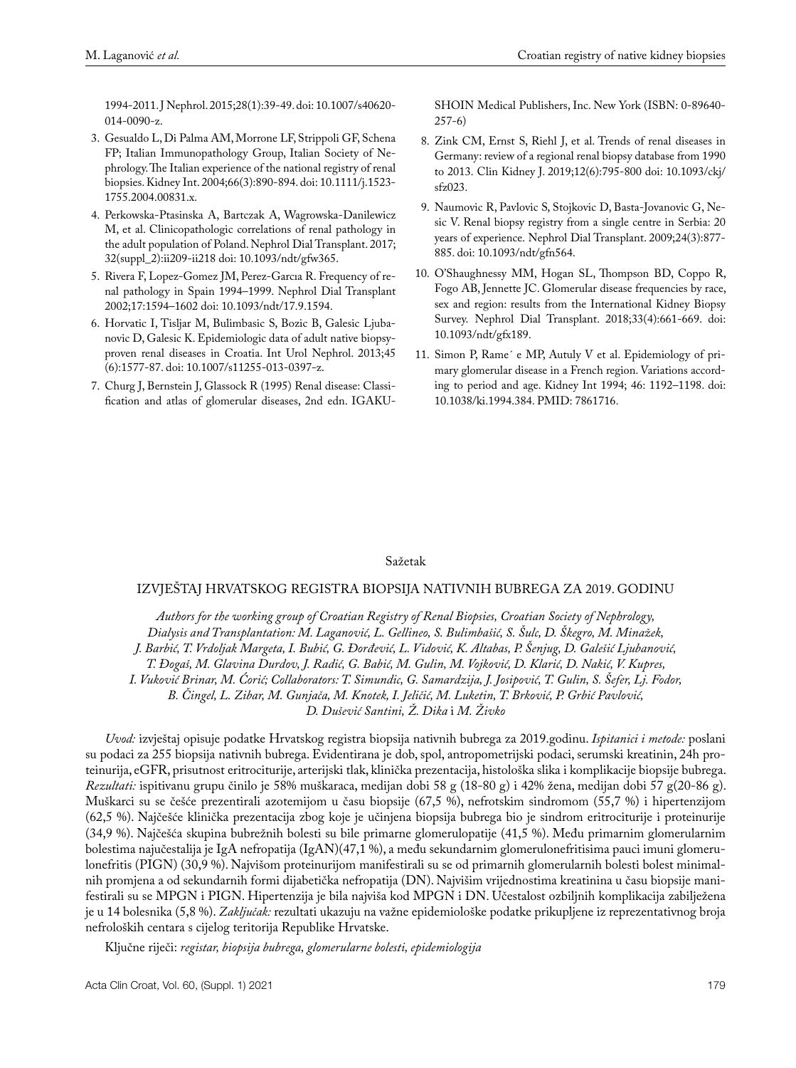1994-2011. J Nephrol. 2015;28(1):39-49. doi: 10.1007/s40620-014-0090-z.

3. Gesualdo L, Di Palma AM, Morrone LF, Strippoli GF, Schena FP; Italian Immunopathology Group, Italian Society of Nephrology. The Italian experience of the national registry of renal biopsies. Kidney Int. 2004;66(3):890-894. doi: 10.1111/j.1523-1755.2004.00831.x.
4. Perkowska-Ptasinska A, Bartczak A, Wagrowska-Danilewicz M, et al. Clinicopathologic correlations of renal pathology in the adult population of Poland. Nephrol Dial Transplant. 2017; 32(suppl_2):ii209-ii218 doi: 10.1093/ndt/gfw365.
5. Rivera F, Lopez-Gomez JM, Perez-Garcıa R. Frequency of renal pathology in Spain 1994–1999. Nephrol Dial Transplant 2002;17:1594–1602 doi: 10.1093/ndt/17.9.1594.
6. Horvatic I, Tisljar M, Bulimbasic S, Bozic B, Galesic Ljubanovic D, Galesic K. Epidemiologic data of adult native biopsy-proven renal diseases in Croatia. Int Urol Nephrol. 2013;45 (6):1577-87. doi: 10.1007/s11255-013-0397-z.
7. Churg J, Bernstein J, Glassock R (1995) Renal disease: Classification and atlas of glomerular diseases, 2nd edn. IGAKU-SHOIN Medical Publishers, Inc. New York (ISBN: 0-89640-257-6)
8. Zink CM, Ernst S, Riehl J, et al. Trends of renal diseases in Germany: review of a regional renal biopsy database from 1990 to 2013. Clin Kidney J. 2019;12(6):795-800 doi: 10.1093/ckj/sfz023.
9. Naumovic R, Pavlovic S, Stojkovic D, Basta-Jovanovic G, Nesic V. Renal biopsy registry from a single centre in Serbia: 20 years of experience. Nephrol Dial Transplant. 2009;24(3):877-885. doi: 10.1093/ndt/gfn564.
10. O'Shaughnessy MM, Hogan SL, Thompson BD, Coppo R, Fogo AB, Jennette JC. Glomerular disease frequencies by race, sex and region: results from the International Kidney Biopsy Survey. Nephrol Dial Transplant. 2018;33(4):661-669. doi: 10.1093/ndt/gfx189.
11. Simon P, Rame´ e MP, Autuly V et al. Epidemiology of primary glomerular disease in a French region. Variations according to period and age. Kidney Int 1994; 46: 1192–1198. doi: 10.1038/ki.1994.384. PMID: 7861716.

## Sažetak

### IZVJEŠTAJ HRVATSKOG REGISTRA BIOPSIJA NATIVNIH BUBREGA ZA 2019. GODINU

*Authors for the working group of Croatian Registry of Renal Biopsies, Croatian Society of Nephrology, Dialysis and Transplantation: M. Laganović, L. Gellineo, S. Bulimbašić, S. Šulc, D. Škegro, M. Minažek, J. Barbić, T. Vrdoljak Margeta, I. Bubić, G. Đorđević, L. Vidović, K. Altabas, P. Šenjug, D. Galešić Ljubanović, T. Đogaš, M. Glavina Durdov, J. Radić, G. Babić, M. Gulin, M. Vojković, D. Klarić, D. Nakić, V. Kupres, I. Vuković Brinar, M. Ćorić; Collaborators: T. Simundic, G. Samardzija, J. Josipović, T. Gulin, S. Šefer, Lj. Fodor, B. Čingel, L. Zibar, M. Gunjača, M. Knotek, I. Jeličić, M. Luketin, T. Brković, P. Grbić Pavlović, D. Dušević Santini, Ž. Dika* i *M. Živko*

*Uvod:* izvještaj opisuje podatke Hrvatskog registra biopsija nativnih bubrega za 2019.godinu. *Ispitanici i metode:* poslani su podaci za 255 biopsija nativnih bubrega. Evidentirana je dob, spol, antropometrijski podaci, serumski kreatinin, 24h proteinurija, eGFR, prisutnost eritrociturije, arterijski tlak, klinička prezentacija, histološka slika i komplikacije biopsije bubrega. *Rezultati:* ispitivanu grupu činilo je 58% muškaraca, medijan dobi 58 g (18-80 g) i 42% žena, medijan dobi 57 g(20-86 g). Muškarci su se češće prezentirali azotemijom u času biopsije (67,5 %), nefrotskim sindromom (55,7 %) i hipertenzijom (62,5 %). Najčešće klinička prezentacija zbog koje je učinjena biopsija bubrega bio je sindrom eritrociturije i proteinurije (34,9 %). Najčešća skupina bubrežnih bolesti su bile primarne glomerulopatije (41,5 %). Među primarnim glomerularnim bolestima najučestalija je IgA nefropatija (IgAN)(47,1 %), a među sekundarnim glomerulonefritisima pauci imuni glomerulonefritis (PIGN) (30,9 %). Najvišom proteinurijom manifestirali su se od primarnih glomerularnih bolesti bolest minimalnih promjena a od sekundarnih formi dijabetička nefropatija (DN). Najvišim vrijednostima kreatinina u času biopsije manifestirali su se MPGN i PIGN. Hipertenzija je bila najviša kod MPGN i DN. Učestalost ozbiljnih komplikacija zabilježena je u 14 bolesnika (5,8 %). *Zaključak:* rezultati ukazuju na važne epidemiološke podatke prikupljene iz reprezentativnog broja nefroloških centara s cijelog teritorija Republike Hrvatske.

Ključne riječi: *registar, biopsija bubrega, glomerularne bolesti, epidemiologija*